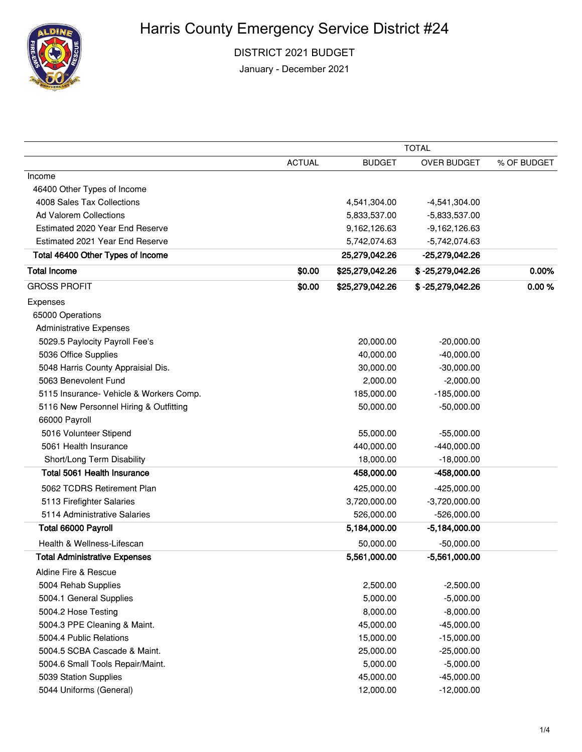# Harris County Emergency Service District #24

## DISTRICT 2021 BUDGET

January - December 2021

| | TOTAL | | | |
|---|---|---|---|---|
| | ACTUAL | BUDGET | OVER BUDGET | % OF BUDGET |
| Income | | | | |
| 46400 Other Types of Income | | | | |
| 4008 Sales Tax Collections | | 4,541,304.00 | -4,541,304.00 | |
| Ad Valorem Collections | | 5,833,537.00 | -5,833,537.00 | |
| Estimated 2020 Year End Reserve | | 9,162,126.63 | -9,162,126.63 | |
| Estimated 2021 Year End Reserve | | 5,742,074.63 | -5,742,074.63 | |
| **Total 46400 Other Types of Income** | | **25,279,042.26** | **-25,279,042.26** | |
| **Total Income** | **$0.00** | **$25,279,042.26** | **$ -25,279,042.26** | **0.00%** |
| GROSS PROFIT | **$0.00** | **$25,279,042.26** | **$ -25,279,042.26** | **0.00 %** |
| Expenses | | | | |
| 65000 Operations | | | | |
| Administrative Expenses | | | | |
| 5029.5 Paylocity Payroll Fee's | | 20,000.00 | -20,000.00 | |
| 5036 Office Supplies | | 40,000.00 | -40,000.00 | |
| 5048 Harris County Appraisial Dis. | | 30,000.00 | -30,000.00 | |
| 5063 Benevolent Fund | | 2,000.00 | -2,000.00 | |
| 5115 Insurance- Vehicle & Workers Comp. | | 185,000.00 | -185,000.00 | |
| 5116 New Personnel Hiring & Outfitting | | 50,000.00 | -50,000.00 | |
| 66000 Payroll | | | | |
| 5016 Volunteer Stipend | | 55,000.00 | -55,000.00 | |
| 5061 Health Insurance | | 440,000.00 | -440,000.00 | |
| Short/Long Term Disability | | 18,000.00 | -18,000.00 | |
| **Total 5061 Health Insurance** | | **458,000.00** | **-458,000.00** | |
| 5062 TCDRS Retirement Plan | | 425,000.00 | -425,000.00 | |
| 5113 Firefighter Salaries | | 3,720,000.00 | -3,720,000.00 | |
| 5114 Administrative Salaries | | 526,000.00 | -526,000.00 | |
| **Total 66000 Payroll** | | **5,184,000.00** | **-5,184,000.00** | |
| Health & Wellness-Lifescan | | 50,000.00 | -50,000.00 | |
| **Total Administrative Expenses** | | **5,561,000.00** | **-5,561,000.00** | |
| Aldine Fire & Rescue | | | | |
| 5004 Rehab Supplies | | 2,500.00 | -2,500.00 | |
| 5004.1 General Supplies | | 5,000.00 | -5,000.00 | |
| 5004.2 Hose Testing | | 8,000.00 | -8,000.00 | |
| 5004.3 PPE Cleaning & Maint. | | 45,000.00 | -45,000.00 | |
| 5004.4 Public Relations | | 15,000.00 | -15,000.00 | |
| 5004.5 SCBA Cascade & Maint. | | 25,000.00 | -25,000.00 | |
| 5004.6 Small Tools Repair/Maint. | | 5,000.00 | -5,000.00 | |
| 5039 Station Supplies | | 45,000.00 | -45,000.00 | |
| 5044 Uniforms (General) | | 12,000.00 | -12,000.00 | |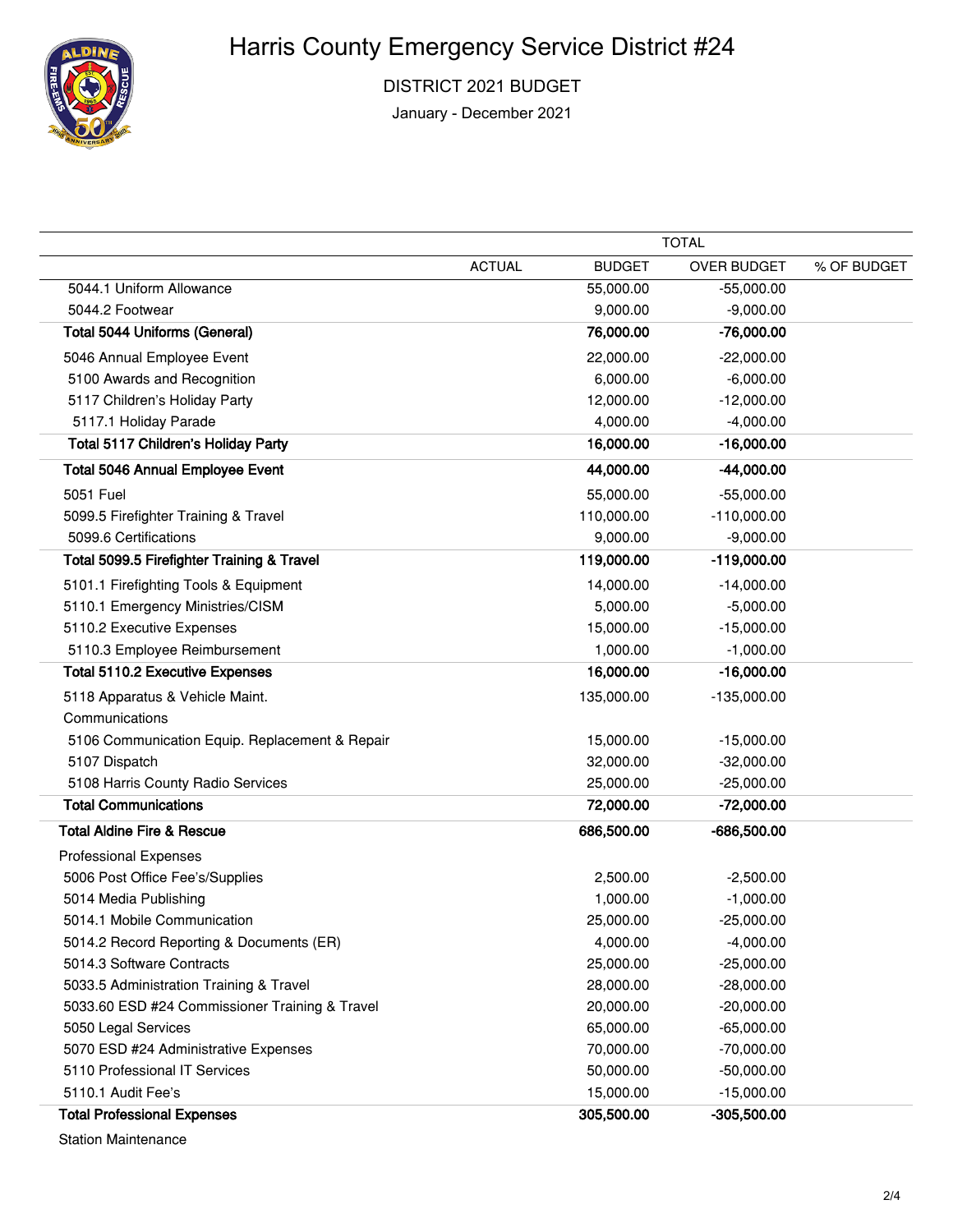# Harris County Emergency Service District #24

DISTRICT 2021 BUDGET

January - December 2021

| | TOTAL | | | |
|---|---|---|---|---|
| | ACTUAL | BUDGET | OVER BUDGET | % OF BUDGET |
| 5044.1 Uniform Allowance | | 55,000.00 | -55,000.00 | |
| 5044.2 Footwear | | 9,000.00 | -9,000.00 | |
| **Total 5044 Uniforms (General)** | | **76,000.00** | **-76,000.00** | |
| 5046 Annual Employee Event | | 22,000.00 | -22,000.00 | |
| 5100 Awards and Recognition | | 6,000.00 | -6,000.00 | |
| 5117 Children's Holiday Party | | 12,000.00 | -12,000.00 | |
| 5117.1 Holiday Parade | | 4,000.00 | -4,000.00 | |
| **Total 5117 Children's Holiday Party** | | **16,000.00** | **-16,000.00** | |
| **Total 5046 Annual Employee Event** | | **44,000.00** | **-44,000.00** | |
| 5051 Fuel | | 55,000.00 | -55,000.00 | |
| 5099.5 Firefighter Training & Travel | | 110,000.00 | -110,000.00 | |
| 5099.6 Certifications | | 9,000.00 | -9,000.00 | |
| **Total 5099.5 Firefighter Training & Travel** | | **119,000.00** | **-119,000.00** | |
| 5101.1 Firefighting Tools & Equipment | | 14,000.00 | -14,000.00 | |
| 5110.1 Emergency Ministries/CISM | | 5,000.00 | -5,000.00 | |
| 5110.2 Executive Expenses | | 15,000.00 | -15,000.00 | |
| 5110.3 Employee Reimbursement | | 1,000.00 | -1,000.00 | |
| **Total 5110.2 Executive Expenses** | | **16,000.00** | **-16,000.00** | |
| 5118 Apparatus & Vehicle Maint. | | 135,000.00 | -135,000.00 | |
| Communications | | | | |
| 5106 Communication Equip. Replacement & Repair | | 15,000.00 | -15,000.00 | |
| 5107 Dispatch | | 32,000.00 | -32,000.00 | |
| 5108 Harris County Radio Services | | 25,000.00 | -25,000.00 | |
| **Total Communications** | | **72,000.00** | **-72,000.00** | |
| **Total Aldine Fire & Rescue** | | **686,500.00** | **-686,500.00** | |
| Professional Expenses | | | | |
| 5006 Post Office Fee's/Supplies | | 2,500.00 | -2,500.00 | |
| 5014 Media Publishing | | 1,000.00 | -1,000.00 | |
| 5014.1 Mobile Communication | | 25,000.00 | -25,000.00 | |
| 5014.2 Record Reporting & Documents (ER) | | 4,000.00 | -4,000.00 | |
| 5014.3 Software Contracts | | 25,000.00 | -25,000.00 | |
| 5033.5 Administration Training & Travel | | 28,000.00 | -28,000.00 | |
| 5033.60 ESD #24 Commissioner Training & Travel | | 20,000.00 | -20,000.00 | |
| 5050 Legal Services | | 65,000.00 | -65,000.00 | |
| 5070 ESD #24 Administrative Expenses | | 70,000.00 | -70,000.00 | |
| 5110 Professional IT Services | | 50,000.00 | -50,000.00 | |
| 5110.1 Audit Fee's | | 15,000.00 | -15,000.00 | |
| **Total Professional Expenses** | | **305,500.00** | **-305,500.00** | |
| Station Maintenance | | | | |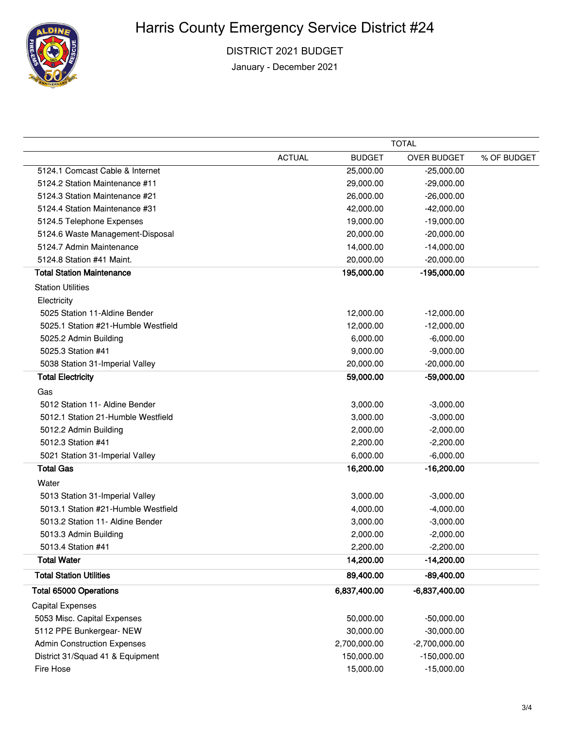# Harris County Emergency Service District #24

DISTRICT 2021 BUDGET

January - December 2021

| | TOTAL | | | |
|---|---|---|---|---|
| | ACTUAL | BUDGET | OVER BUDGET | % OF BUDGET |
| 5124.1 Comcast Cable & Internet | | 25,000.00 | -25,000.00 | |
| 5124.2 Station Maintenance #11 | | 29,000.00 | -29,000.00 | |
| 5124.3 Station Maintenance #21 | | 26,000.00 | -26,000.00 | |
| 5124.4 Station Maintenance #31 | | 42,000.00 | -42,000.00 | |
| 5124.5 Telephone Expenses | | 19,000.00 | -19,000.00 | |
| 5124.6 Waste Management-Disposal | | 20,000.00 | -20,000.00 | |
| 5124.7 Admin Maintenance | | 14,000.00 | -14,000.00 | |
| 5124.8 Station #41 Maint. | | 20,000.00 | -20,000.00 | |
| **Total Station Maintenance** | | **195,000.00** | **-195,000.00** | |
| Station Utilities | | | | |
| Electricity | | | | |
| 5025 Station 11-Aldine Bender | | 12,000.00 | -12,000.00 | |
| 5025.1 Station #21-Humble Westfield | | 12,000.00 | -12,000.00 | |
| 5025.2 Admin Building | | 6,000.00 | -6,000.00 | |
| 5025.3 Station #41 | | 9,000.00 | -9,000.00 | |
| 5038 Station 31-Imperial Valley | | 20,000.00 | -20,000.00 | |
| **Total Electricity** | | **59,000.00** | **-59,000.00** | |
| Gas | | | | |
| 5012 Station 11- Aldine Bender | | 3,000.00 | -3,000.00 | |
| 5012.1 Station 21-Humble Westfield | | 3,000.00 | -3,000.00 | |
| 5012.2 Admin Building | | 2,000.00 | -2,000.00 | |
| 5012.3 Station #41 | | 2,200.00 | -2,200.00 | |
| 5021 Station 31-Imperial Valley | | 6,000.00 | -6,000.00 | |
| **Total Gas** | | **16,200.00** | **-16,200.00** | |
| Water | | | | |
| 5013 Station 31-Imperial Valley | | 3,000.00 | -3,000.00 | |
| 5013.1 Station #21-Humble Westfield | | 4,000.00 | -4,000.00 | |
| 5013.2 Station 11- Aldine Bender | | 3,000.00 | -3,000.00 | |
| 5013.3 Admin Building | | 2,000.00 | -2,000.00 | |
| 5013.4 Station #41 | | 2,200.00 | -2,200.00 | |
| **Total Water** | | **14,200.00** | **-14,200.00** | |
| **Total Station Utilities** | | **89,400.00** | **-89,400.00** | |
| **Total 65000 Operations** | | **6,837,400.00** | **-6,837,400.00** | |
| Capital Expenses | | | | |
| 5053 Misc. Capital Expenses | | 50,000.00 | -50,000.00 | |
| 5112 PPE Bunkergear- NEW | | 30,000.00 | -30,000.00 | |
| Admin Construction Expenses | | 2,700,000.00 | -2,700,000.00 | |
| District 31/Squad 41 & Equipment | | 150,000.00 | -150,000.00 | |
| Fire Hose | | 15,000.00 | -15,000.00 | |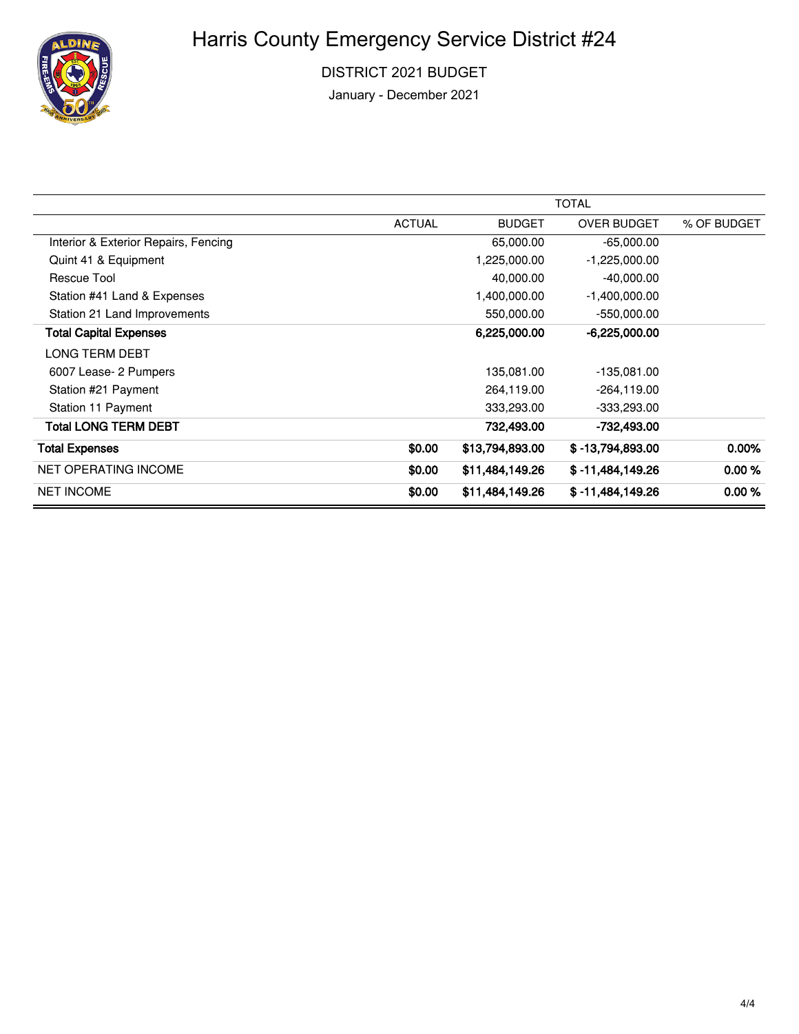# Harris County Emergency Service District #24

DISTRICT 2021 BUDGET

January - December 2021

| | TOTAL | | | |
|---|---|---|---|---|
| | ACTUAL | BUDGET | OVER BUDGET | % OF BUDGET |
| Interior & Exterior Repairs, Fencing | | 65,000.00 | -65,000.00 | |
| Quint 41 & Equipment | | 1,225,000.00 | -1,225,000.00 | |
| Rescue Tool | | 40,000.00 | -40,000.00 | |
| Station #41 Land & Expenses | | 1,400,000.00 | -1,400,000.00 | |
| Station 21 Land Improvements | | 550,000.00 | -550,000.00 | |
| **Total Capital Expenses** | | **6,225,000.00** | **-6,225,000.00** | |
| LONG TERM DEBT | | | | |
| 6007 Lease- 2 Pumpers | | 135,081.00 | -135,081.00 | |
| Station #21 Payment | | 264,119.00 | -264,119.00 | |
| Station 11 Payment | | 333,293.00 | -333,293.00 | |
| **Total LONG TERM DEBT** | | **732,493.00** | **-732,493.00** | |
| **Total Expenses** | **$0.00** | **$13,794,893.00** | **$ -13,794,893.00** | **0.00%** |
| NET OPERATING INCOME | **$0.00** | **$11,484,149.26** | **$ -11,484,149.26** | **0.00 %** |
| NET INCOME | **$0.00** | **$11,484,149.26** | **$ -11,484,149.26** | **0.00 %** |